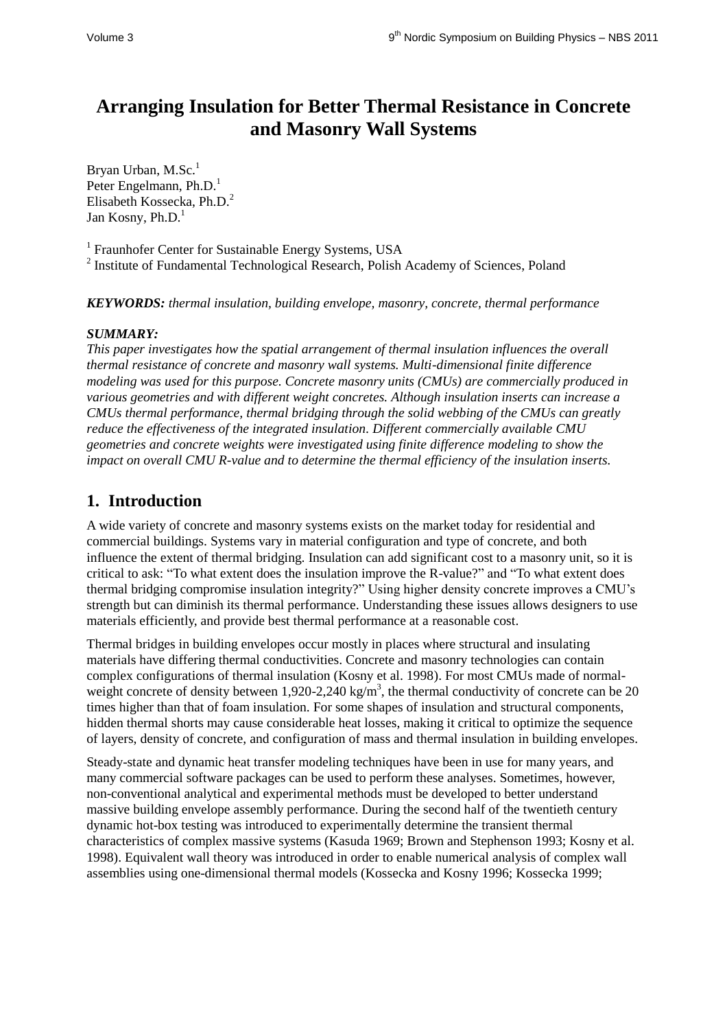# Arranging Insulation for Better Thermal Resistance in Concrete and Masonry Wall Systems

Bryan Urban, M.Sc.[1]
Peter Engelmann, Ph.D.[1]
Elisabeth Kossecka, Ph.D.[2]
Jan Kosny, Ph.D.[1]

[1] Fraunhofer Center for Sustainable Energy Systems, USA
[2] Institute of Fundamental Technological Research, Polish Academy of Sciences, Poland

***KEYWORDS:*** *thermal insulation, building envelope, masonry, concrete, thermal performance*

***SUMMARY:***
*This paper investigates how the spatial arrangement of thermal insulation influences the overall thermal resistance of concrete and masonry wall systems. Multi-dimensional finite difference modeling was used for this purpose. Concrete masonry units (CMUs) are commercially produced in various geometries and with different weight concretes. Although insulation inserts can increase a CMUs thermal performance, thermal bridging through the solid webbing of the CMUs can greatly reduce the effectiveness of the integrated insulation. Different commercially available CMU geometries and concrete weights were investigated using finite difference modeling to show the impact on overall CMU R-value and to determine the thermal efficiency of the insulation inserts.*

## 1. Introduction

A wide variety of concrete and masonry systems exists on the market today for residential and commercial buildings. Systems vary in material configuration and type of concrete, and both influence the extent of thermal bridging. Insulation can add significant cost to a masonry unit, so it is critical to ask: "To what extent does the insulation improve the R-value?" and "To what extent does thermal bridging compromise insulation integrity?" Using higher density concrete improves a CMU's strength but can diminish its thermal performance. Understanding these issues allows designers to use materials efficiently, and provide best thermal performance at a reasonable cost.

Thermal bridges in building envelopes occur mostly in places where structural and insulating materials have differing thermal conductivities. Concrete and masonry technologies can contain complex configurations of thermal insulation (Kosny et al. 1998). For most CMUs made of normal-weight concrete of density between 1,920-2,240 kg/m$^3$, the thermal conductivity of concrete can be 20 times higher than that of foam insulation. For some shapes of insulation and structural components, hidden thermal shorts may cause considerable heat losses, making it critical to optimize the sequence of layers, density of concrete, and configuration of mass and thermal insulation in building envelopes.

Steady-state and dynamic heat transfer modeling techniques have been in use for many years, and many commercial software packages can be used to perform these analyses. Sometimes, however, non-conventional analytical and experimental methods must be developed to better understand massive building envelope assembly performance. During the second half of the twentieth century dynamic hot-box testing was introduced to experimentally determine the transient thermal characteristics of complex massive systems (Kasuda 1969; Brown and Stephenson 1993; Kosny et al. 1998). Equivalent wall theory was introduced in order to enable numerical analysis of complex wall assemblies using one-dimensional thermal models (Kossecka and Kosny 1996; Kossecka 1999;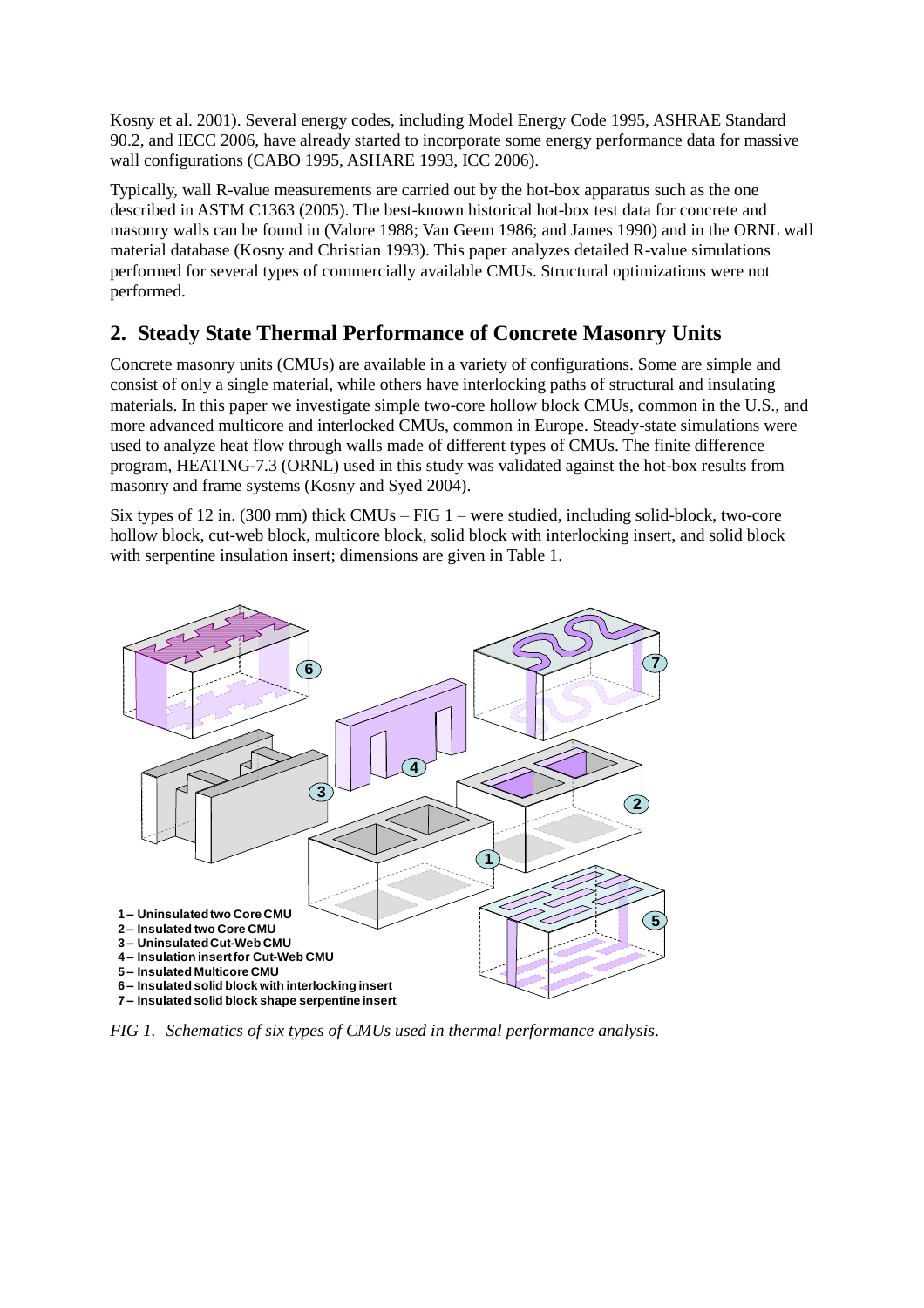Kosny et al. 2001). Several energy codes, including Model Energy Code 1995, ASHRAE Standard 90.2, and IECC 2006, have already started to incorporate some energy performance data for massive wall configurations (CABO 1995, ASHARE 1993, ICC 2006).

Typically, wall R-value measurements are carried out by the hot-box apparatus such as the one described in ASTM C1363 (2005). The best-known historical hot-box test data for concrete and masonry walls can be found in (Valore 1988; Van Geem 1986; and James 1990) and in the ORNL wall material database (Kosny and Christian 1993). This paper analyzes detailed R-value simulations performed for several types of commercially available CMUs. Structural optimizations were not performed.

## 2. Steady State Thermal Performance of Concrete Masonry Units

Concrete masonry units (CMUs) are available in a variety of configurations. Some are simple and consist of only a single material, while others have interlocking paths of structural and insulating materials. In this paper we investigate simple two-core hollow block CMUs, common in the U.S., and more advanced multicore and interlocked CMUs, common in Europe. Steady-state simulations were used to analyze heat flow through walls made of different types of CMUs. The finite difference program, HEATING-7.3 (ORNL) used in this study was validated against the hot-box results from masonry and frame systems (Kosny and Syed 2004).

Six types of 12 in. (300 mm) thick CMUs – FIG 1 – were studied, including solid-block, two-core hollow block, cut-web block, multicore block, solid block with interlocking insert, and solid block with serpentine insulation insert; dimensions are given in Table 1.

1 – Uninsulated two Core CMU
2 – Insulated two Core CMU
3 – Uninsulated Cut-Web CMU
4 – Insulation insert for Cut-Web CMU
5 – Insulated Multicore CMU
6 – Insulated solid block with interlocking insert
7 – Insulated solid block shape serpentine insert

*FIG 1. Schematics of six types of CMUs used in thermal performance analysis.*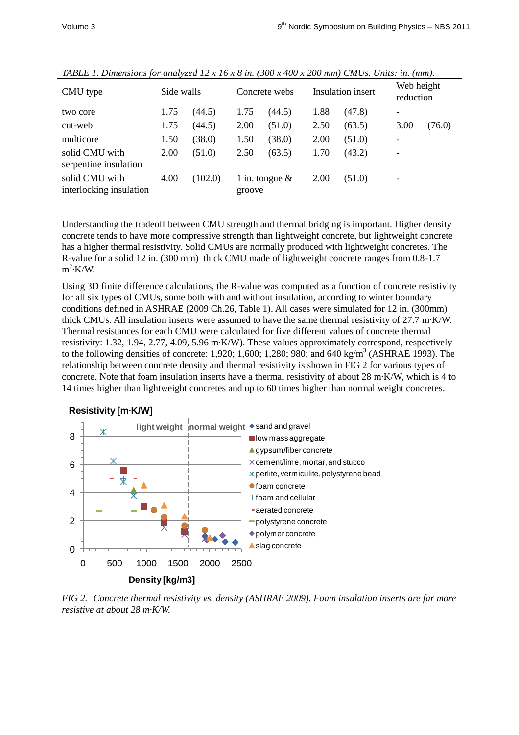*TABLE 1. Dimensions for analyzed 12 x 16 x 8 in. (300 x 400 x 200 mm) CMUs. Units: in. (mm).*

| CMU type | Side walls | | Concrete webs | | Insulation insert | | Web height reduction | |
|---|---|---|---|---|---|---|---|---|
| two core | 1.75 | (44.5) | 1.75 | (44.5) | 1.88 | (47.8) | - | |
| cut-web | 1.75 | (44.5) | 2.00 | (51.0) | 2.50 | (63.5) | 3.00 | (76.0) |
| multicore | 1.50 | (38.0) | 1.50 | (38.0) | 2.00 | (51.0) | - | |
| solid CMU with serpentine insulation | 2.00 | (51.0) | 2.50 | (63.5) | 1.70 | (43.2) | - | |
| solid CMU with interlocking insulation | 4.00 | (102.0) | 1 in. tongue & groove | | 2.00 | (51.0) | - | |

Understanding the tradeoff between CMU strength and thermal bridging is important. Higher density concrete tends to have more compressive strength than lightweight concrete, but lightweight concrete has a higher thermal resistivity. Solid CMUs are normally produced with lightweight concretes. The R-value for a solid 12 in. (300 mm) thick CMU made of lightweight concrete ranges from 0.8-1.7 $m^2$·K/W.

Using 3D finite difference calculations, the R-value was computed as a function of concrete resistivity for all six types of CMUs, some both with and without insulation, according to winter boundary conditions defined in ASHRAE (2009 Ch.26, Table 1). All cases were simulated for 12 in. (300mm) thick CMUs. All insulation inserts were assumed to have the same thermal resistivity of 27.7 m·K/W. Thermal resistances for each CMU were calculated for five different values of concrete thermal resistivity: 1.32, 1.94, 2.77, 4.09, 5.96 m·K/W). These values approximately correspond, respectively to the following densities of concrete: 1,920; 1,600; 1,280; 980; and 640 kg/$m^3$ (ASHRAE 1993). The relationship between concrete density and thermal resistivity is shown in FIG 2 for various types of concrete. Note that foam insulation inserts have a thermal resistivity of about 28 m·K/W, which is 4 to 14 times higher than lightweight concretes and up to 60 times higher than normal weight concretes.

*FIG 2. Concrete thermal resistivity vs. density (ASHRAE 2009). Foam insulation inserts are far more resistive at about 28 m·K/W.*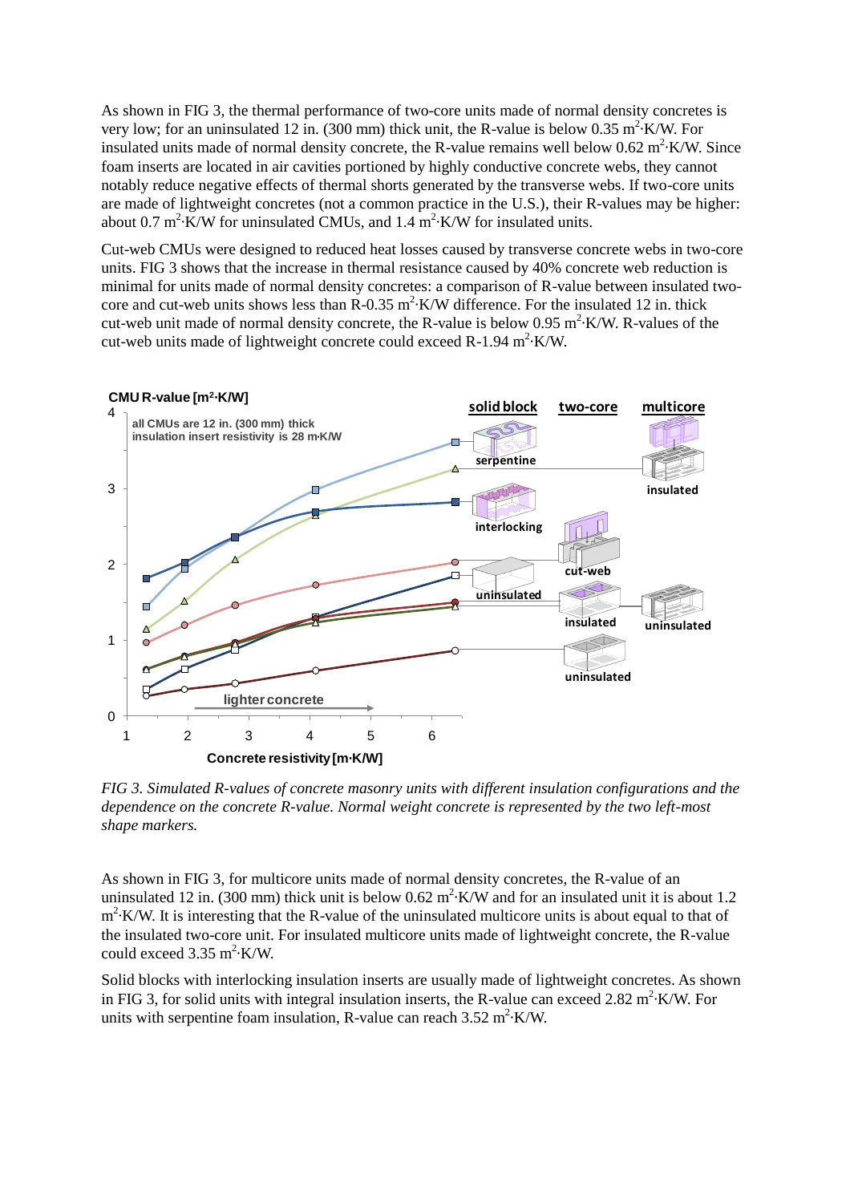As shown in FIG 3, the thermal performance of two-core units made of normal density concretes is very low; for an uninsulated 12 in. (300 mm) thick unit, the R-value is below 0.35 $m^2 \cdot K/W$. For insulated units made of normal density concrete, the R-value remains well below 0.62 $m^2 \cdot K/W$. Since foam inserts are located in air cavities portioned by highly conductive concrete webs, they cannot notably reduce negative effects of thermal shorts generated by the transverse webs. If two-core units are made of lightweight concretes (not a common practice in the U.S.), their R-values may be higher: about 0.7 $m^2 \cdot K/W$ for uninsulated CMUs, and 1.4 $m^2 \cdot K/W$ for insulated units.

Cut-web CMUs were designed to reduced heat losses caused by transverse concrete webs in two-core units. FIG 3 shows that the increase in thermal resistance caused by 40% concrete web reduction is minimal for units made of normal density concretes: a comparison of R-value between insulated two-core and cut-web units shows less than R-0.35 $m^2 \cdot K/W$ difference. For the insulated 12 in. thick cut-web unit made of normal density concrete, the R-value is below 0.95 $m^2 \cdot K/W$. R-values of the cut-web units made of lightweight concrete could exceed R-1.94 $m^2 \cdot K/W$.

*FIG 3. Simulated R-values of concrete masonry units with different insulation configurations and the dependence on the concrete R-value. Normal weight concrete is represented by the two left-most shape markers.*

As shown in FIG 3, for multicore units made of normal density concretes, the R-value of an uninsulated 12 in. (300 mm) thick unit is below 0.62 $m^2 \cdot K/W$ and for an insulated unit it is about 1.2 $m^2 \cdot K/W$. It is interesting that the R-value of the uninsulated multicore units is about equal to that of the insulated two-core unit. For insulated multicore units made of lightweight concrete, the R-value could exceed 3.35 $m^2 \cdot K/W$.

Solid blocks with interlocking insulation inserts are usually made of lightweight concretes. As shown in FIG 3, for solid units with integral insulation inserts, the R-value can exceed 2.82 $m^2 \cdot K/W$. For units with serpentine foam insulation, R-value can reach 3.52 $m^2 \cdot K/W$.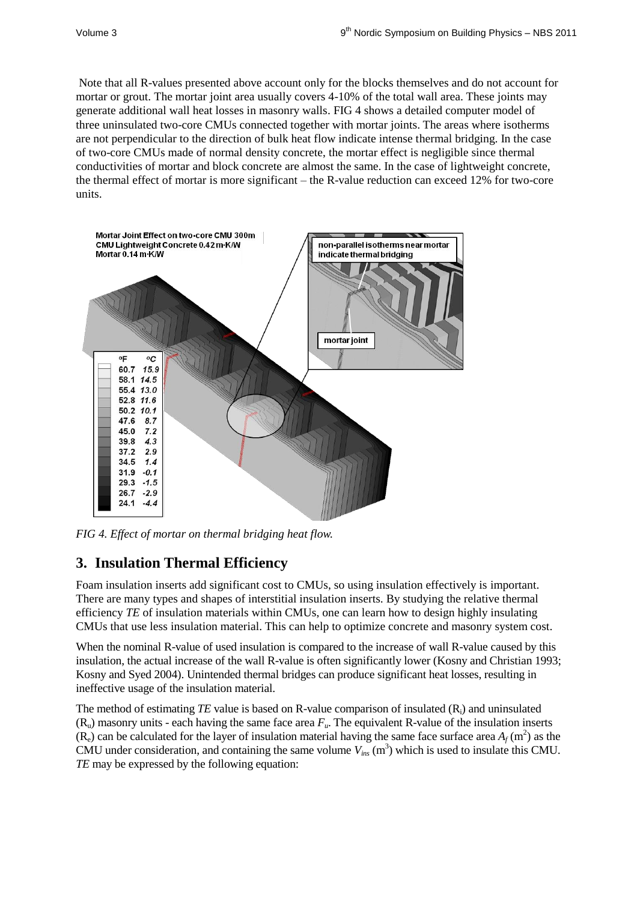Note that all R-values presented above account only for the blocks themselves and do not account for mortar or grout. The mortar joint area usually covers 4-10% of the total wall area. These joints may generate additional wall heat losses in masonry walls. FIG 4 shows a detailed computer model of three uninsulated two-core CMUs connected together with mortar joints. The areas where isotherms are not perpendicular to the direction of bulk heat flow indicate intense thermal bridging. In the case of two-core CMUs made of normal density concrete, the mortar effect is negligible since thermal conductivities of mortar and block concrete are almost the same. In the case of lightweight concrete, the thermal effect of mortar is more significant – the R-value reduction can exceed 12% for two-core units.

*FIG 4. Effect of mortar on thermal bridging heat flow.*

## 3. Insulation Thermal Efficiency

Foam insulation inserts add significant cost to CMUs, so using insulation effectively is important. There are many types and shapes of interstitial insulation inserts. By studying the relative thermal efficiency *TE* of insulation materials within CMUs, one can learn how to design highly insulating CMUs that use less insulation material. This can help to optimize concrete and masonry system cost.

When the nominal R-value of used insulation is compared to the increase of wall R-value caused by this insulation, the actual increase of the wall R-value is often significantly lower (Kosny and Christian 1993; Kosny and Syed 2004). Unintended thermal bridges can produce significant heat losses, resulting in ineffective usage of the insulation material.

The method of estimating *TE* value is based on R-value comparison of insulated ($R_i$) and uninsulated ($R_u$) masonry units - each having the same face area $F_u$. The equivalent R-value of the insulation inserts ($R_e$) can be calculated for the layer of insulation material having the same face surface area $A_f$ ($m^2$) as the CMU under consideration, and containing the same volume $V_{ins}$ ($m^3$) which is used to insulate this CMU. *TE* may be expressed by the following equation: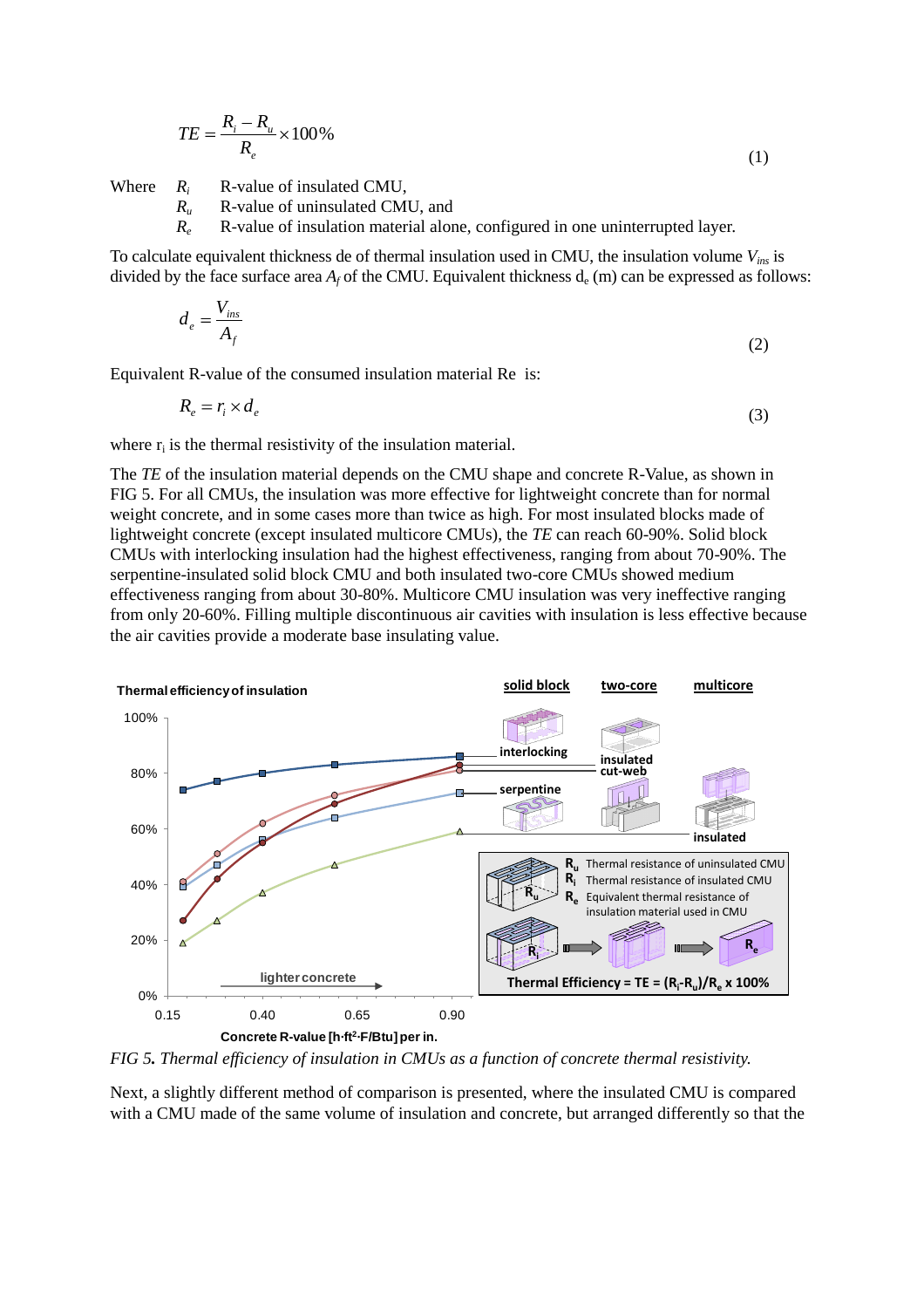$$TE = \frac{R_i - R_u}{R_e} \times 100\% \qquad (1)$$

Where $R_i$ R-value of insulated CMU,
$R_u$ R-value of uninsulated CMU, and
$R_e$ R-value of insulation material alone, configured in one uninterrupted layer.

To calculate equivalent thickness de of thermal insulation used in CMU, the insulation volume $V_{ins}$ is divided by the face surface area $A_f$ of the CMU. Equivalent thickness $d_e$ (m) can be expressed as follows:

$$d_e = \frac{V_{ins}}{A_f} \qquad (2)$$

Equivalent R-value of the consumed insulation material Re is:

$$R_e = r_i \times d_e \qquad (3)$$

where $r_i$ is the thermal resistivity of the insulation material.

The *TE* of the insulation material depends on the CMU shape and concrete R-Value, as shown in FIG 5. For all CMUs, the insulation was more effective for lightweight concrete than for normal weight concrete, and in some cases more than twice as high. For most insulated blocks made of lightweight concrete (except insulated multicore CMUs), the *TE* can reach 60-90%. Solid block CMUs with interlocking insulation had the highest effectiveness, ranging from about 70-90%. The serpentine-insulated solid block CMU and both insulated two-core CMUs showed medium effectiveness ranging from about 30-80%. Multicore CMU insulation was very ineffective ranging from only 20-60%. Filling multiple discontinuous air cavities with insulation is less effective because the air cavities provide a moderate base insulating value.

*FIG 5. Thermal efficiency of insulation in CMUs as a function of concrete thermal resistivity.*

Next, a slightly different method of comparison is presented, where the insulated CMU is compared with a CMU made of the same volume of insulation and concrete, but arranged differently so that the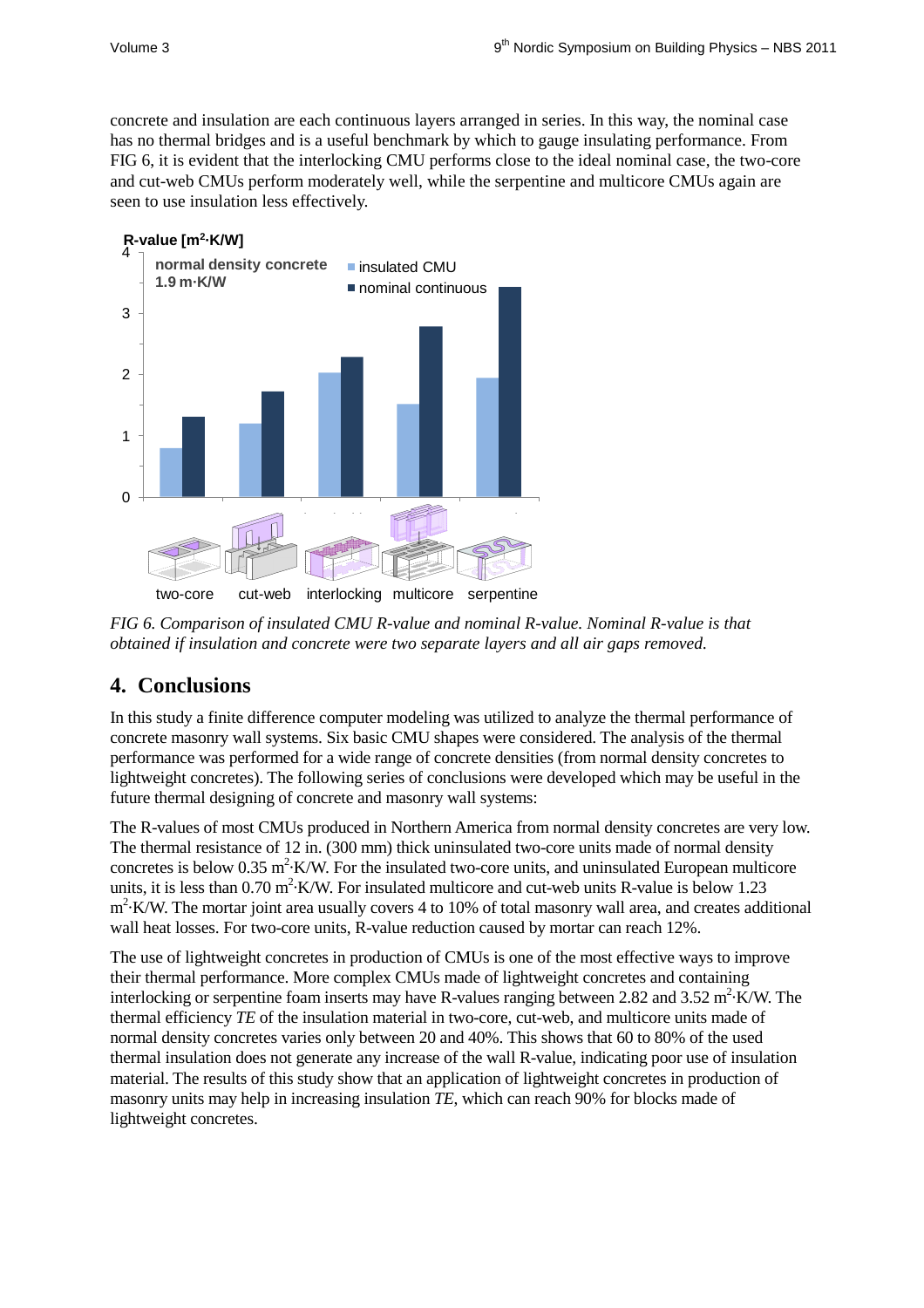concrete and insulation are each continuous layers arranged in series. In this way, the nominal case has no thermal bridges and is a useful benchmark by which to gauge insulating performance. From FIG 6, it is evident that the interlocking CMU performs close to the ideal nominal case, the two-core and cut-web CMUs perform moderately well, while the serpentine and multicore CMUs again are seen to use insulation less effectively.

*FIG 6. Comparison of insulated CMU R-value and nominal R-value. Nominal R-value is that obtained if insulation and concrete were two separate layers and all air gaps removed.*

## 4. Conclusions

In this study a finite difference computer modeling was utilized to analyze the thermal performance of concrete masonry wall systems. Six basic CMU shapes were considered. The analysis of the thermal performance was performed for a wide range of concrete densities (from normal density concretes to lightweight concretes). The following series of conclusions were developed which may be useful in the future thermal designing of concrete and masonry wall systems:

The R-values of most CMUs produced in Northern America from normal density concretes are very low. The thermal resistance of 12 in. (300 mm) thick uninsulated two-core units made of normal density concretes is below 0.35 $m^2 \cdot K/W$. For the insulated two-core units, and uninsulated European multicore units, it is less than 0.70 $m^2 \cdot K/W$. For insulated multicore and cut-web units R-value is below 1.23 $m^2 \cdot K/W$. The mortar joint area usually covers 4 to 10% of total masonry wall area, and creates additional wall heat losses. For two-core units, R-value reduction caused by mortar can reach 12%.

The use of lightweight concretes in production of CMUs is one of the most effective ways to improve their thermal performance. More complex CMUs made of lightweight concretes and containing interlocking or serpentine foam inserts may have R-values ranging between 2.82 and 3.52 $m^2 \cdot K/W$. The thermal efficiency *TE* of the insulation material in two-core, cut-web, and multicore units made of normal density concretes varies only between 20 and 40%. This shows that 60 to 80% of the used thermal insulation does not generate any increase of the wall R-value, indicating poor use of insulation material. The results of this study show that an application of lightweight concretes in production of masonry units may help in increasing insulation *TE*, which can reach 90% for blocks made of lightweight concretes.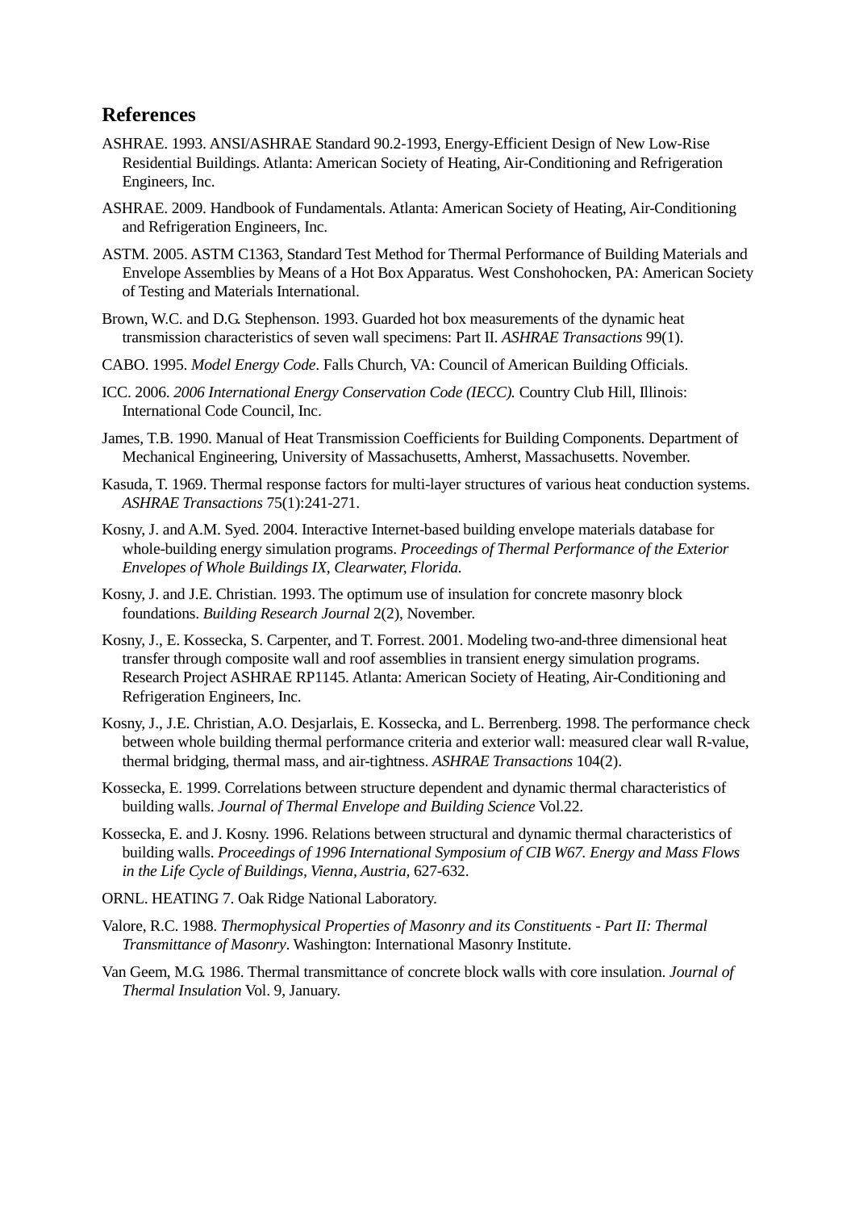## References

ASHRAE. 1993. ANSI/ASHRAE Standard 90.2-1993, Energy-Efficient Design of New Low-Rise Residential Buildings. Atlanta: American Society of Heating, Air-Conditioning and Refrigeration Engineers, Inc.

ASHRAE. 2009. Handbook of Fundamentals. Atlanta: American Society of Heating, Air-Conditioning and Refrigeration Engineers, Inc.

ASTM. 2005. ASTM C1363, Standard Test Method for Thermal Performance of Building Materials and Envelope Assemblies by Means of a Hot Box Apparatus. West Conshohocken, PA: American Society of Testing and Materials International.

Brown, W.C. and D.G. Stephenson. 1993. Guarded hot box measurements of the dynamic heat transmission characteristics of seven wall specimens: Part II. *ASHRAE Transactions* 99(1).

CABO. 1995. *Model Energy Code*. Falls Church, VA: Council of American Building Officials.

ICC. 2006. *2006 International Energy Conservation Code (IECC).* Country Club Hill, Illinois: International Code Council, Inc.

James, T.B. 1990. Manual of Heat Transmission Coefficients for Building Components. Department of Mechanical Engineering, University of Massachusetts, Amherst, Massachusetts. November.

Kasuda, T. 1969. Thermal response factors for multi-layer structures of various heat conduction systems. *ASHRAE Transactions* 75(1):241-271.

Kosny, J. and A.M. Syed. 2004. Interactive Internet-based building envelope materials database for whole-building energy simulation programs. *Proceedings of Thermal Performance of the Exterior Envelopes of Whole Buildings IX, Clearwater, Florida.*

Kosny, J. and J.E. Christian. 1993. The optimum use of insulation for concrete masonry block foundations. *Building Research Journal* 2(2), November.

Kosny, J., E. Kossecka, S. Carpenter, and T. Forrest. 2001. Modeling two-and-three dimensional heat transfer through composite wall and roof assemblies in transient energy simulation programs. Research Project ASHRAE RP1145. Atlanta: American Society of Heating, Air-Conditioning and Refrigeration Engineers, Inc.

Kosny, J., J.E. Christian, A.O. Desjarlais, E. Kossecka, and L. Berrenberg. 1998. The performance check between whole building thermal performance criteria and exterior wall: measured clear wall R-value, thermal bridging, thermal mass, and air-tightness. *ASHRAE Transactions* 104(2).

Kossecka, E. 1999. Correlations between structure dependent and dynamic thermal characteristics of building walls. *Journal of Thermal Envelope and Building Science* Vol.22.

Kossecka, E. and J. Kosny. 1996. Relations between structural and dynamic thermal characteristics of building walls. *Proceedings of 1996 International Symposium of CIB W67. Energy and Mass Flows in the Life Cycle of Buildings, Vienna, Austria,* 627-632.

ORNL. HEATING 7. Oak Ridge National Laboratory.

Valore, R.C. 1988. *Thermophysical Properties of Masonry and its Constituents - Part II: Thermal Transmittance of Masonry*. Washington: International Masonry Institute.

Van Geem, M.G. 1986. Thermal transmittance of concrete block walls with core insulation. *Journal of Thermal Insulation* Vol. 9, January.